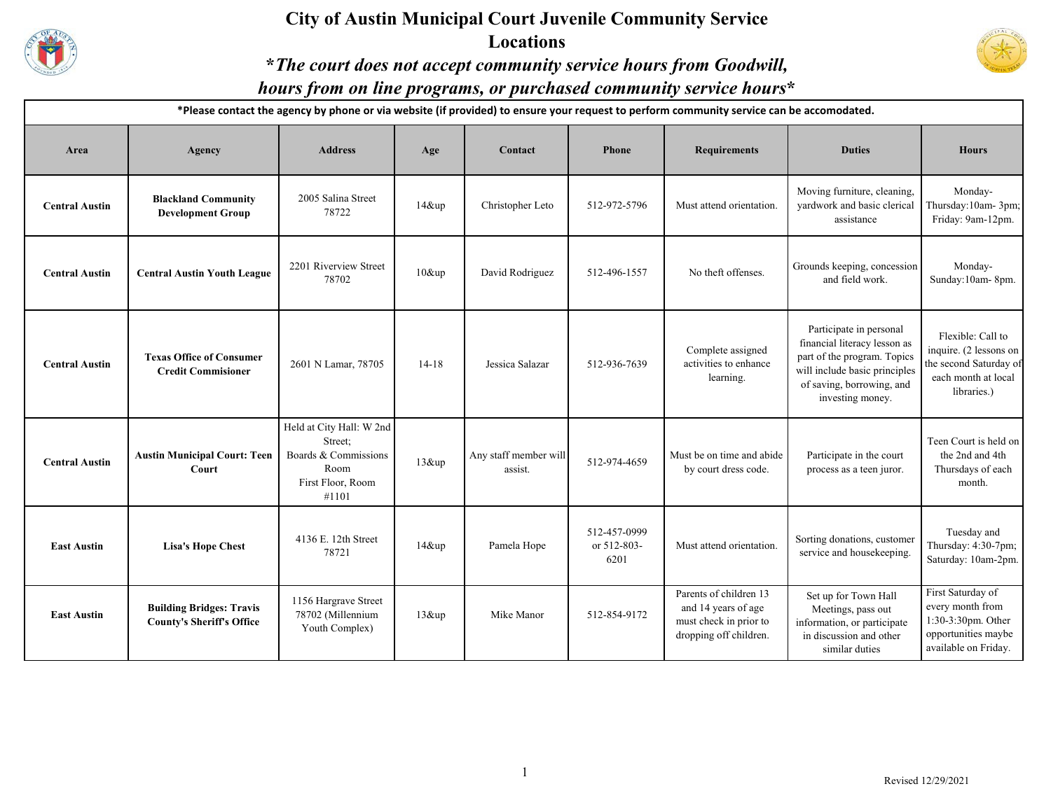# City of Austin Municipal Court Juvenile Community Service Locations

## *\*The court does not accept community service hours from Goodwill, hours from on line programs, or purchased community service hours\**

**\*Please contact the agency by phone or via website (if provided) to ensure your request to perform community service can be accomodated.**

| Area | Agency | Address | Age | Contact | Phone | Requirements | Duties | Hours |
|---|---|---|---|---|---|---|---|---|
| **Central Austin** | **Blackland Community Development Group** | 2005 Salina Street 78722 | 14&up | Christopher Leto | 512-972-5796 | Must attend orientation. | Moving furniture, cleaning, yardwork and basic clerical assistance | Monday-Thursday:10am- 3pm; Friday: 9am-12pm. |
| **Central Austin** | **Central Austin Youth League** | 2201 Riverview Street 78702 | 10&up | David Rodriguez | 512-496-1557 | No theft offenses. | Grounds keeping, concession and field work. | Monday-Sunday:10am- 8pm. |
| **Central Austin** | **Texas Office of Consumer Credit Commisioner** | 2601 N Lamar, 78705 | 14-18 | Jessica Salazar | 512-936-7639 | Complete assigned activities to enhance learning. | Participate in personal financial literacy lesson as part of the program. Topics will include basic principles of saving, borrowing, and investing money. | Flexible: Call to inquire. (2 lessons on the second Saturday of each month at local libraries.) |
| **Central Austin** | **Austin Municipal Court: Teen Court** | Held at City Hall: W 2nd Street; Boards & Commissions Room First Floor, Room #1101 | 13&up | Any staff member will assist. | 512-974-4659 | Must be on time and abide by court dress code. | Participate in the court process as a teen juror. | Teen Court is held on the 2nd and 4th Thursdays of each month. |
| **East Austin** | **Lisa's Hope Chest** | 4136 E. 12th Street 78721 | 14&up | Pamela Hope | 512-457-0999 or 512-803-6201 | Must attend orientation. | Sorting donations, customer service and housekeeping. | Tuesday and Thursday: 4:30-7pm; Saturday: 10am-2pm. |
| **East Austin** | **Building Bridges: Travis County's Sheriff's Office** | 1156 Hargrave Street 78702 (Millennium Youth Complex) | 13&up | Mike Manor | 512-854-9172 | Parents of children 13 and 14 years of age must check in prior to dropping off children. | Set up for Town Hall Meetings, pass out information, or participate in discussion and other similar duties | First Saturday of every month from 1:30-3:30pm. Other opportunities maybe available on Friday. |

Revised 12/29/2021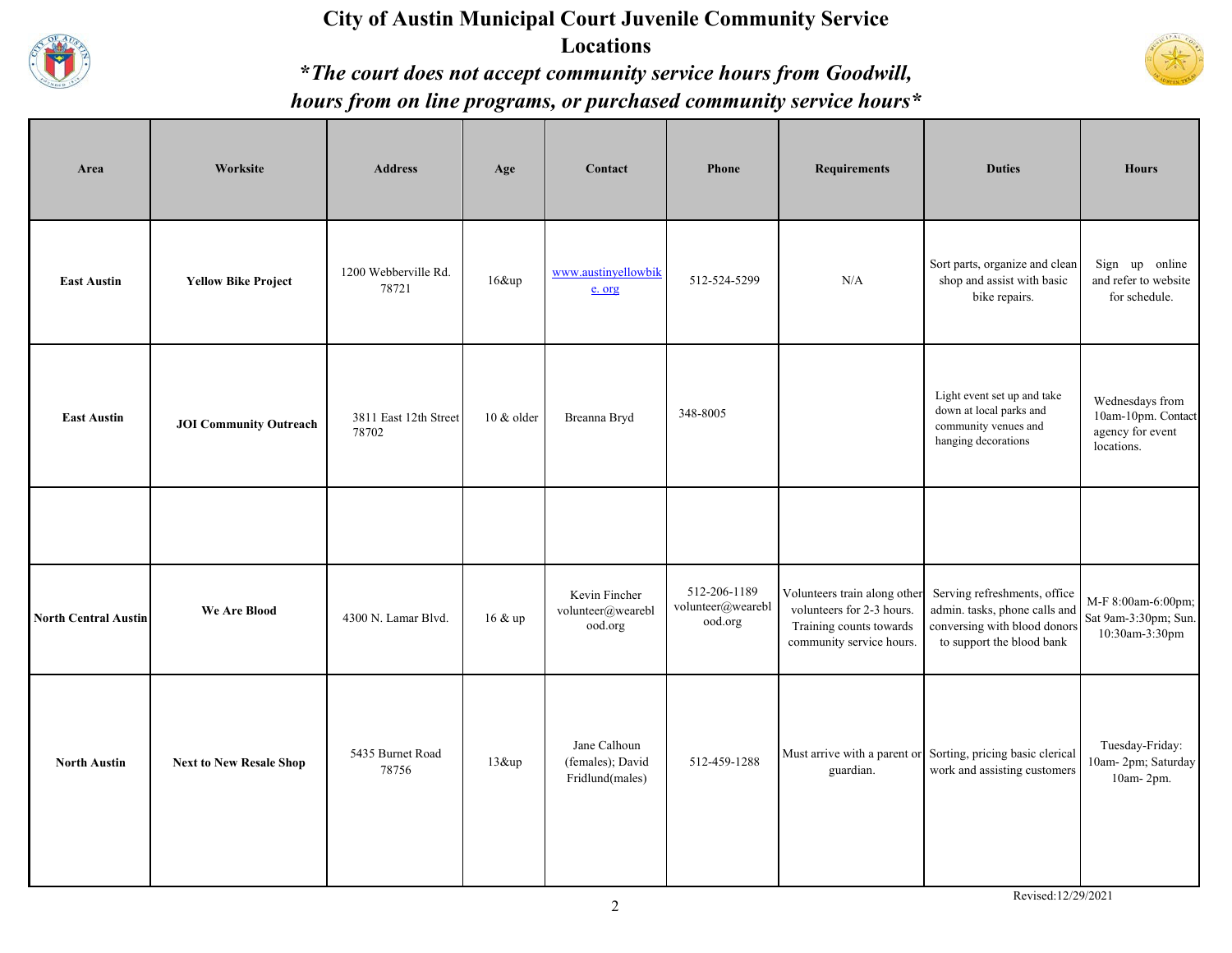# City of Austin Municipal Court Juvenile Community Service Locations

***The court does not accept community service hours from Goodwill, hours from on line programs, or purchased community service hours***

| Area | Worksite | Address | Age | Contact | Phone | Requirements | Duties | Hours |
|---|---|---|---|---|---|---|---|---|
| **East Austin** | **Yellow Bike Project** | 1200 Webberville Rd. 78721 | 16&up | www.austinyellowbike. org | 512-524-5299 | N/A | Sort parts, organize and clean shop and assist with basic bike repairs. | Sign up online and refer to website for schedule. |
| **East Austin** | **JOI Community Outreach** | 3811 East 12th Street 78702 | 10 & older | Breanna Bryd | 348-8005 | | Light event set up and take down at local parks and community venues and hanging decorations | Wednesdays from 10am-10pm. Contact agency for event locations. |
| | | | | | | | | |
| **North Central Austin** | **We Are Blood** | 4300 N. Lamar Blvd. | 16 & up | Kevin Fincher volunteer@weareblood.org | 512-206-1189 volunteer@weareblood.org | Volunteers train along other volunteers for 2-3 hours. Training counts towards community service hours. | Serving refreshments, office admin. tasks, phone calls and conversing with blood donors to support the blood bank | M-F 8:00am-6:00pm; Sat 9am-3:30pm; Sun. 10:30am-3:30pm |
| **North Austin** | **Next to New Resale Shop** | 5435 Burnet Road 78756 | 13&up | Jane Calhoun (females); David Fridlund(males) | 512-459-1288 | Must arrive with a parent or guardian. | Sorting, pricing basic clerical work and assisting customers | Tuesday-Friday: 10am- 2pm; Saturday 10am- 2pm. |

Revised:12/29/2021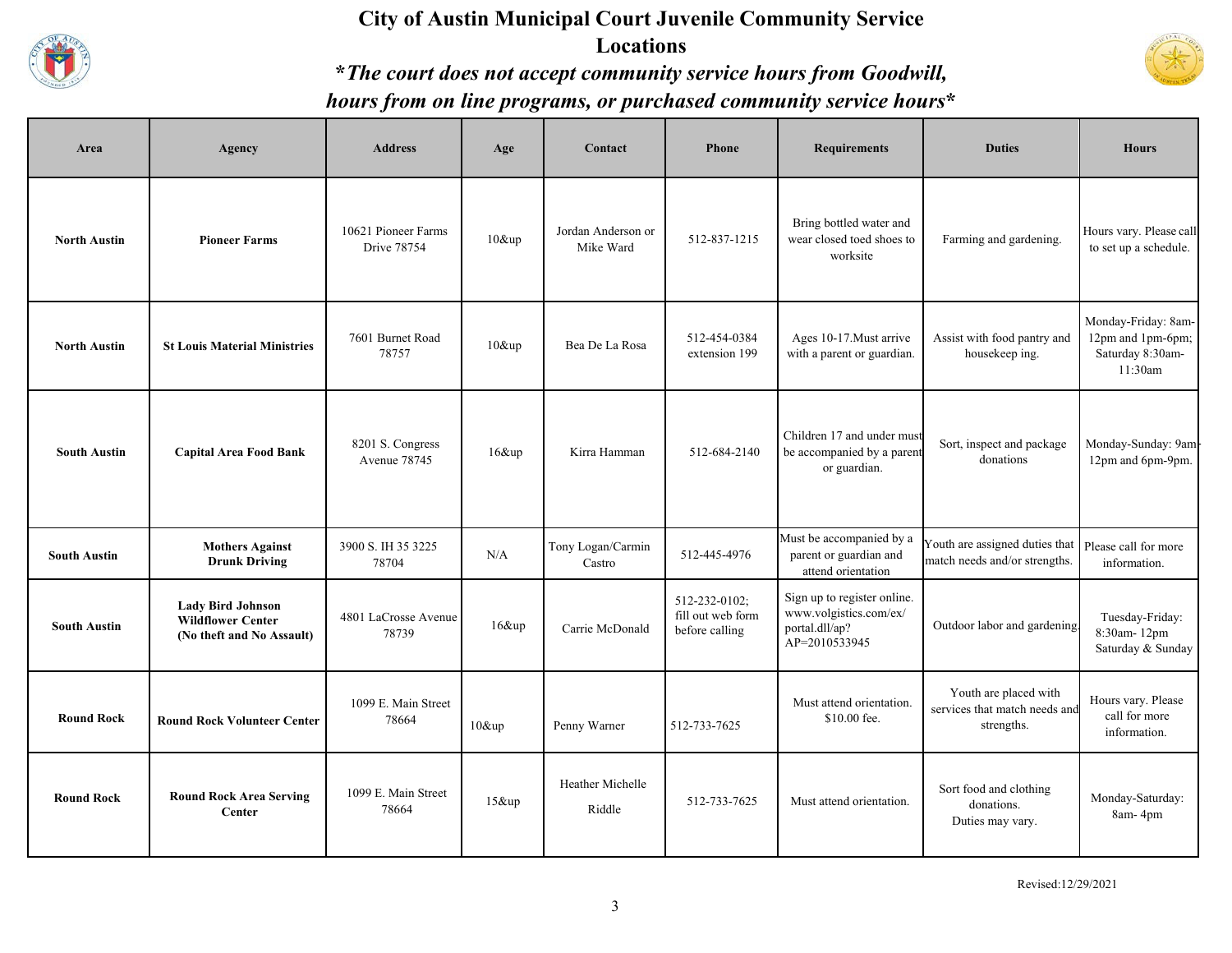# City of Austin Municipal Court Juvenile Community Service Locations

***The court does not accept community service hours from Goodwill, hours from on line programs, or purchased community service hours***

| Area | Agency | Address | Age | Contact | Phone | Requirements | Duties | Hours |
|---|---|---|---|---|---|---|---|---|
| **North Austin** | **Pioneer Farms** | 10621 Pioneer Farms Drive 78754 | 10&up | Jordan Anderson or Mike Ward | 512-837-1215 | Bring bottled water and wear closed toed shoes to worksite | Farming and gardening. | Hours vary. Please call to set up a schedule. |
| **North Austin** | **St Louis Material Ministries** | 7601 Burnet Road 78757 | 10&up | Bea De La Rosa | 512-454-0384 extension 199 | Ages 10-17.Must arrive with a parent or guardian. | Assist with food pantry and housekeep ing. | Monday-Friday: 8am-12pm and 1pm-6pm; Saturday 8:30am-11:30am |
| **South Austin** | **Capital Area Food Bank** | 8201 S. Congress Avenue 78745 | 16&up | Kirra Hamman | 512-684-2140 | Children 17 and under must be accompanied by a parent or guardian. | Sort, inspect and package donations | Monday-Sunday: 9am-12pm and 6pm-9pm. |
| **South Austin** | **Mothers Against Drunk Driving** | 3900 S. IH 35 3225 78704 | N/A | Tony Logan/Carmin Castro | 512-445-4976 | Must be accompanied by a parent or guardian and attend orientation | Youth are assigned duties that match needs and/or strengths. | Please call for more information. |
| **South Austin** | **Lady Bird Johnson Wildflower Center (No theft and No Assault)** | 4801 LaCrosse Avenue 78739 | 16&up | Carrie McDonald | 512-232-0102; fill out web form before calling | Sign up to register online. www.volgistics.com/ex/portal.dll/ap?AP=2010533945 | Outdoor labor and gardening. | Tuesday-Friday: 8:30am- 12pm Saturday & Sunday |
| **Round Rock** | **Round Rock Volunteer Center** | 1099 E. Main Street 78664 | 10&up | Penny Warner | 512-733-7625 | Must attend orientation. $10.00 fee. | Youth are placed with services that match needs and strengths. | Hours vary. Please call for more information. |
| **Round Rock** | **Round Rock Area Serving Center** | 1099 E. Main Street 78664 | 15&up | Heather Michelle Riddle | 512-733-7625 | Must attend orientation. | Sort food and clothing donations. Duties may vary. | Monday-Saturday: 8am- 4pm |

Revised:12/29/2021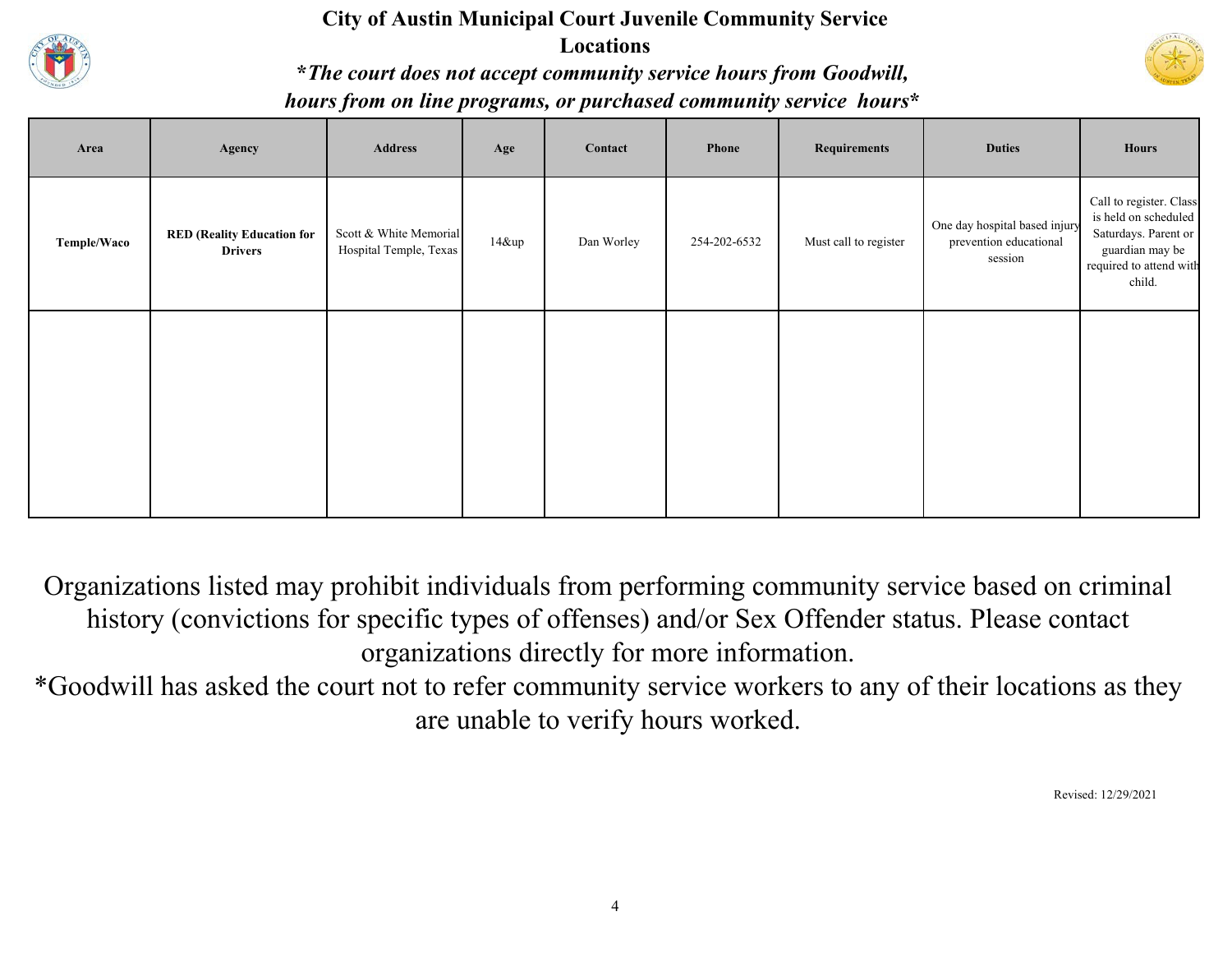# City of Austin Municipal Court Juvenile Community Service Locations

***The court does not accept community service hours from Goodwill, hours from on line programs, or purchased community service hours***

| Area | Agency | Address | Age | Contact | Phone | Requirements | Duties | Hours |
|---|---|---|---|---|---|---|---|---|
| **Temple/Waco** | **RED (Reality Education for Drivers** | Scott & White Memorial Hospital Temple, Texas | 14&up | Dan Worley | 254-202-6532 | Must call to register | One day hospital based injury prevention educational session | Call to register. Class is held on scheduled Saturdays. Parent or guardian may be required to attend with child. |
| | | | | | | | | |

Organizations listed may prohibit individuals from performing community service based on criminal history (convictions for specific types of offenses) and/or Sex Offender status. Please contact organizations directly for more information.

*Goodwill has asked the court not to refer community service workers to any of their locations as they are unable to verify hours worked.

Revised: 12/29/2021